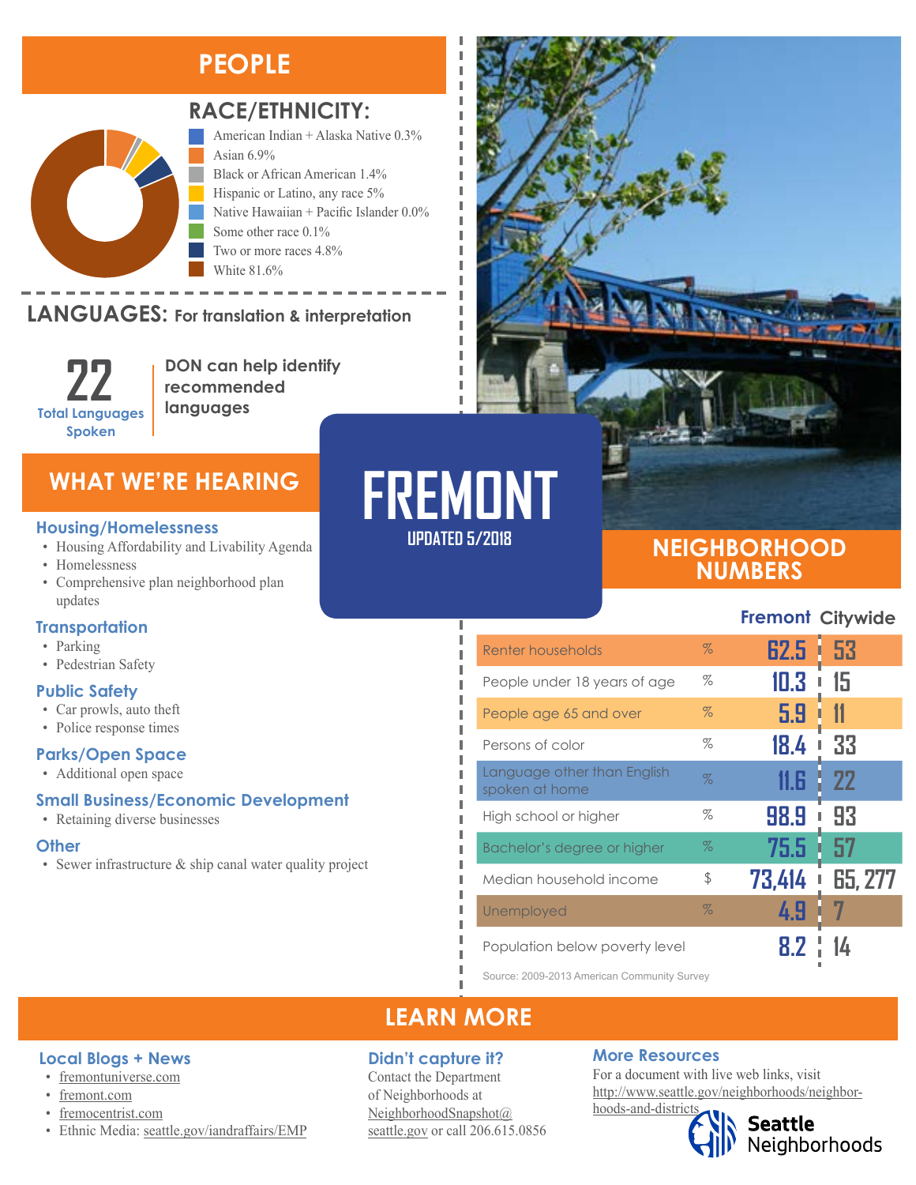# FREMONT

UPDATED 5/2018

## PEOPLE

### RACE/ETHNICITY:

- American Indian + Alaska Native 0.3%
- Asian 6.9%
- Black or African American 1.4%
- Hispanic or Latino, any race 5%
- Native Hawaiian + Pacific Islander 0.0%
- Some other race 0.1%
- Two or more races 4.8%
- White 81.6%

### LANGUAGES: For translation & interpretation

**22** Total Languages Spoken

DON can help identify recommended languages

## WHAT WE'RE HEARING

### Housing/Homelessness

- Housing Affordability and Livability Agenda
- Homelessness
- Comprehensive plan neighborhood plan updates

### Transportation

- Parking
- Pedestrian Safety

### Public Safety

- Car prowls, auto theft
- Police response times

### Parks/Open Space

- Additional open space

### Small Business/Economic Development

- Retaining diverse businesses

### Other

- Sewer infrastructure & ship canal water quality project

## NEIGHBORHOOD NUMBERS

| | | Fremont | Citywide |
|---|---|---|---|
| Renter households | % | 62.5 | 53 |
| People under 18 years of age | % | 10.3 | 15 |
| People age 65 and over | % | 5.9 | 11 |
| Persons of color | % | 18.4 | 33 |
| Language other than English spoken at home | % | 11.6 | 22 |
| High school or higher | % | 98.9 | 93 |
| Bachelor's degree or higher | % | 75.5 | 57 |
| Median household income | $ | 73,414 | 65,277 |
| Unemployed | % | 4.9 | 7 |
| Population below poverty level | | 8.2 | 14 |

Source: 2009-2013 American Community Survey

## LEARN MORE

### Local Blogs + News

- fremontuniverse.com
- fremont.com
- fremocentrist.com
- Ethnic Media: seattle.gov/iandraffairs/EMP

### Didn't capture it?

Contact the Department of Neighborhoods at NeighborhoodSnapshot@seattle.gov or call 206.615.0856

### More Resources

For a document with live web links, visit http://www.seattle.gov/neighborhoods/neighborhoods-and-districts

Seattle Neighborhoods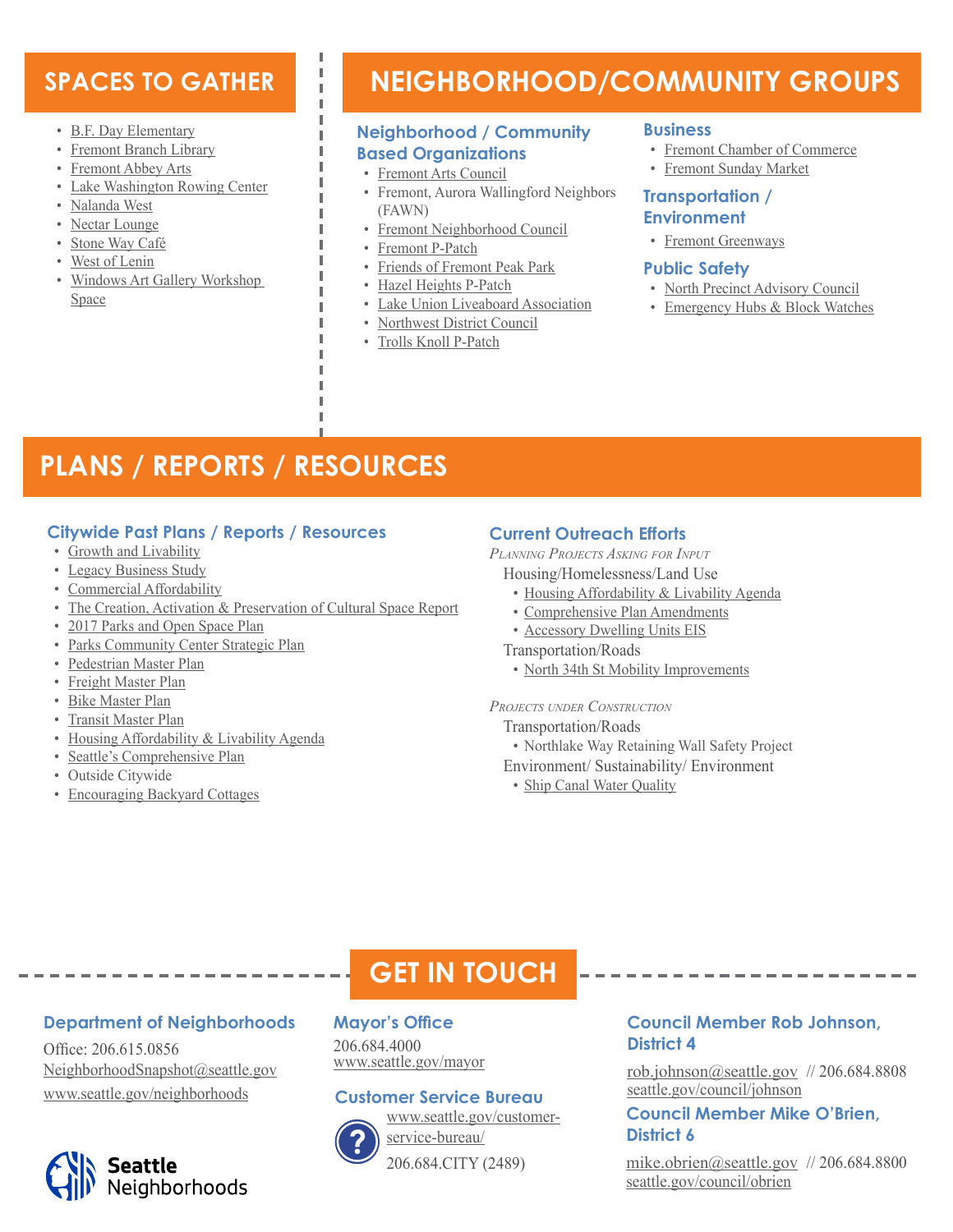## SPACES TO GATHER

- B.F. Day Elementary
- Fremont Branch Library
- Fremont Abbey Arts
- Lake Washington Rowing Center
- Nalanda West
- Nectar Lounge
- Stone Way Café
- West of Lenin
- Windows Art Gallery Workshop Space

## NEIGHBORHOOD/COMMUNITY GROUPS

### Neighborhood / Community Based Organizations

- Fremont Arts Council
- Fremont, Aurora Wallingford Neighbors (FAWN)
- Fremont Neighborhood Council
- Fremont P-Patch
- Friends of Fremont Peak Park
- Hazel Heights P-Patch
- Lake Union Liveaboard Association
- Northwest District Council
- Trolls Knoll P-Patch

### Business

- Fremont Chamber of Commerce
- Fremont Sunday Market

### Transportation / Environment

- Fremont Greenways

### Public Safety

- North Precinct Advisory Council
- Emergency Hubs & Block Watches

## PLANS / REPORTS / RESOURCES

### Citywide Past Plans / Reports / Resources

- Growth and Livability
- Legacy Business Study
- Commercial Affordability
- The Creation, Activation & Preservation of Cultural Space Report
- 2017 Parks and Open Space Plan
- Parks Community Center Strategic Plan
- Pedestrian Master Plan
- Freight Master Plan
- Bike Master Plan
- Transit Master Plan
- Housing Affordability & Livability Agenda
- Seattle's Comprehensive Plan
- Outside Citywide
- Encouraging Backyard Cottages

### Current Outreach Efforts

*Planning Projects Asking for Input*

Housing/Homelessness/Land Use

- Housing Affordability & Livability Agenda
- Comprehensive Plan Amendments
- Accessory Dwelling Units EIS

Transportation/Roads

- North 34th St Mobility Improvements

*Projects under Construction*

Transportation/Roads

- Northlake Way Retaining Wall Safety Project

Environment/ Sustainability/ Environment

- Ship Canal Water Quality

## GET IN TOUCH

### Department of Neighborhoods

Office: 206.615.0856
NeighborhoodSnapshot@seattle.gov
www.seattle.gov/neighborhoods

Seattle Neighborhoods

### Mayor's Office

206.684.4000
www.seattle.gov/mayor

### Customer Service Bureau

www.seattle.gov/customer-service-bureau/
206.684.CITY (2489)

### Council Member Rob Johnson, District 4

rob.johnson@seattle.gov // 206.684.8808
seattle.gov/council/johnson

### Council Member Mike O'Brien, District 6

mike.obrien@seattle.gov // 206.684.8800
seattle.gov/council/obrien